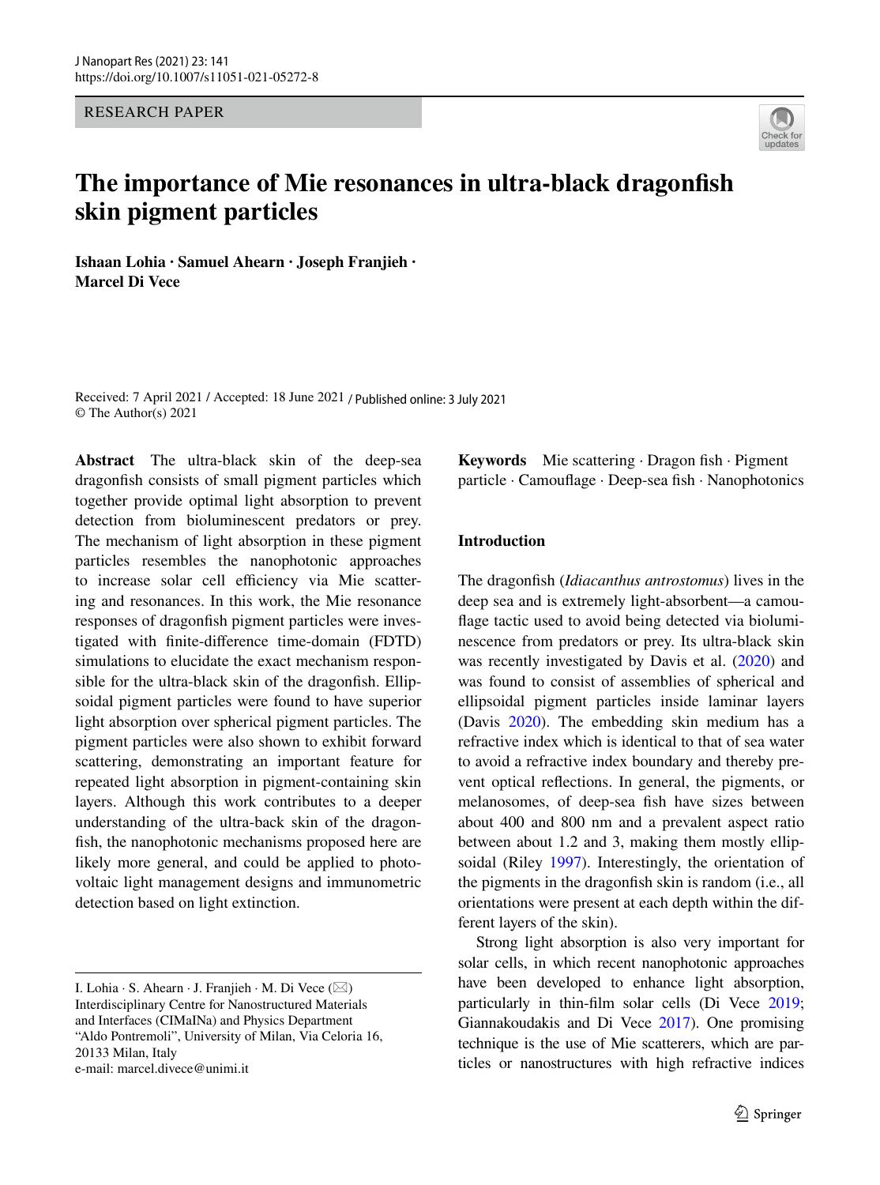RESEARCH PAPER

# The importance of Mie resonances in ultra-black dragonfish skin pigment particles

**Ishaan Lohia · Samuel Ahearn · Joseph Franjieh · Marcel Di Vece**

Received: 7 April 2021 / Accepted: 18 June 2021 / Published online: 3 July 2021
© The Author(s) 2021

**Abstract** The ultra-black skin of the deep-sea dragonfish consists of small pigment particles which together provide optimal light absorption to prevent detection from bioluminescent predators or prey. The mechanism of light absorption in these pigment particles resembles the nanophotonic approaches to increase solar cell efficiency via Mie scattering and resonances. In this work, the Mie resonance responses of dragonfish pigment particles were investigated with finite-difference time-domain (FDTD) simulations to elucidate the exact mechanism responsible for the ultra-black skin of the dragonfish. Ellipsoidal pigment particles were found to have superior light absorption over spherical pigment particles. The pigment particles were also shown to exhibit forward scattering, demonstrating an important feature for repeated light absorption in pigment-containing skin layers. Although this work contributes to a deeper understanding of the ultra-back skin of the dragonfish, the nanophotonic mechanisms proposed here are likely more general, and could be applied to photovoltaic light management designs and immunometric detection based on light extinction.

**Keywords** Mie scattering · Dragon fish · Pigment particle · Camouflage · Deep-sea fish · Nanophotonics

I. Lohia · S. Ahearn · J. Franjieh · M. Di Vece (✉)
Interdisciplinary Centre for Nanostructured Materials and Interfaces (CIMaINa) and Physics Department "Aldo Pontremoli", University of Milan, Via Celoria 16, 20133 Milan, Italy
e-mail: marcel.divece@unimi.it

## Introduction

The dragonfish (*Idiacanthus antrostomus*) lives in the deep sea and is extremely light-absorbent—a camouflage tactic used to avoid being detected via bioluminescence from predators or prey. Its ultra-black skin was recently investigated by Davis et al. (2020) and was found to consist of assemblies of spherical and ellipsoidal pigment particles inside laminar layers (Davis 2020). The embedding skin medium has a refractive index which is identical to that of sea water to avoid a refractive index boundary and thereby prevent optical reflections. In general, the pigments, or melanosomes, of deep-sea fish have sizes between about 400 and 800 nm and a prevalent aspect ratio between about 1.2 and 3, making them mostly ellipsoidal (Riley 1997). Interestingly, the orientation of the pigments in the dragonfish skin is random (i.e., all orientations were present at each depth within the different layers of the skin).

Strong light absorption is also very important for solar cells, in which recent nanophotonic approaches have been developed to enhance light absorption, particularly in thin-film solar cells (Di Vece 2019; Giannakoudakis and Di Vece 2017). One promising technique is the use of Mie scatterers, which are particles or nanostructures with high refractive indices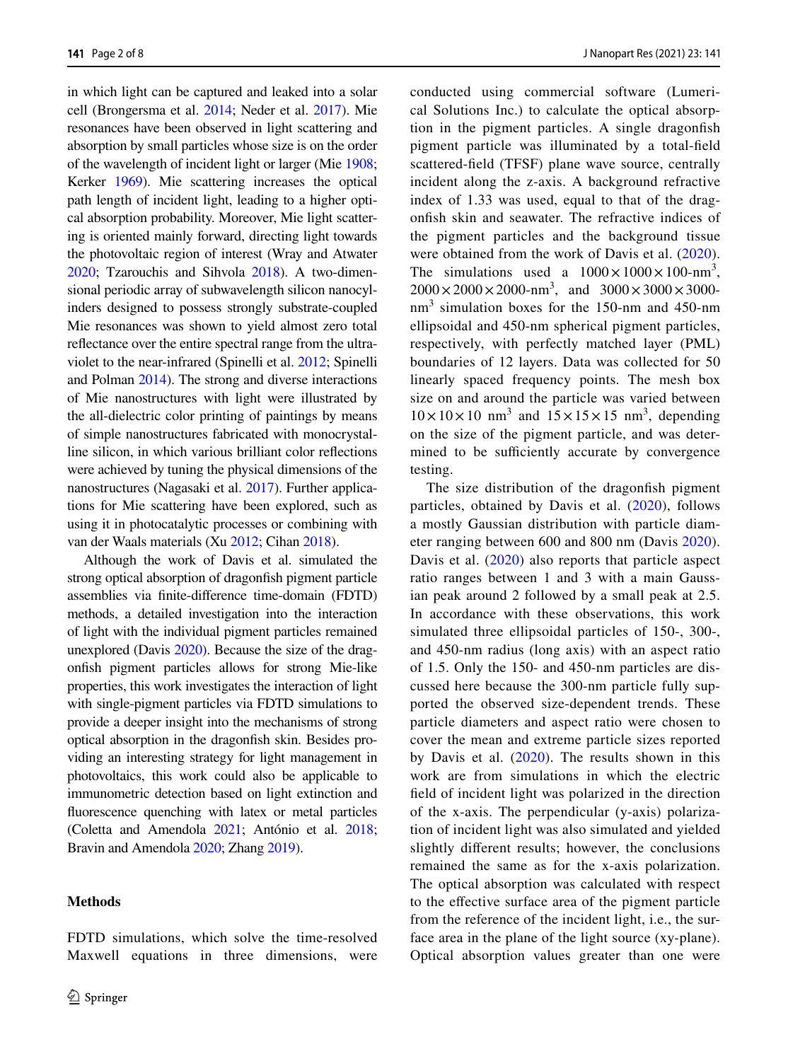in which light can be captured and leaked into a solar cell (Brongersma et al. 2014; Neder et al. 2017). Mie resonances have been observed in light scattering and absorption by small particles whose size is on the order of the wavelength of incident light or larger (Mie 1908; Kerker 1969). Mie scattering increases the optical path length of incident light, leading to a higher optical absorption probability. Moreover, Mie light scattering is oriented mainly forward, directing light towards the photovoltaic region of interest (Wray and Atwater 2020; Tzarouchis and Sihvola 2018). A two-dimensional periodic array of subwavelength silicon nanocylinders designed to possess strongly substrate-coupled Mie resonances was shown to yield almost zero total reflectance over the entire spectral range from the ultraviolet to the near-infrared (Spinelli et al. 2012; Spinelli and Polman 2014). The strong and diverse interactions of Mie nanostructures with light were illustrated by the all-dielectric color printing of paintings by means of simple nanostructures fabricated with monocrystalline silicon, in which various brilliant color reflections were achieved by tuning the physical dimensions of the nanostructures (Nagasaki et al. 2017). Further applications for Mie scattering have been explored, such as using it in photocatalytic processes or combining with van der Waals materials (Xu 2012; Cihan 2018).

Although the work of Davis et al. simulated the strong optical absorption of dragonfish pigment particle assemblies via finite-difference time-domain (FDTD) methods, a detailed investigation into the interaction of light with the individual pigment particles remained unexplored (Davis 2020). Because the size of the dragonfish pigment particles allows for strong Mie-like properties, this work investigates the interaction of light with single-pigment particles via FDTD simulations to provide a deeper insight into the mechanisms of strong optical absorption in the dragonfish skin. Besides providing an interesting strategy for light management in photovoltaics, this work could also be applicable to immunometric detection based on light extinction and fluorescence quenching with latex or metal particles (Coletta and Amendola 2021; António et al. 2018; Bravin and Amendola 2020; Zhang 2019).

## Methods

FDTD simulations, which solve the time-resolved Maxwell equations in three dimensions, were conducted using commercial software (Lumerical Solutions Inc.) to calculate the optical absorption in the pigment particles. A single dragonfish pigment particle was illuminated by a total-field scattered-field (TFSF) plane wave source, centrally incident along the z-axis. A background refractive index of 1.33 was used, equal to that of the dragonfish skin and seawater. The refractive indices of the pigment particles and the background tissue were obtained from the work of Davis et al. (2020). The simulations used a $1000 \times 1000 \times 100\text{-nm}^3$, $2000 \times 2000 \times 2000\text{-nm}^3$, and $3000 \times 3000 \times 3000\text{-nm}^3$ simulation boxes for the 150-nm and 450-nm ellipsoidal and 450-nm spherical pigment particles, respectively, with perfectly matched layer (PML) boundaries of 12 layers. Data was collected for 50 linearly spaced frequency points. The mesh box size on and around the particle was varied between $10 \times 10 \times 10\ \text{nm}^3$ and $15 \times 15 \times 15\ \text{nm}^3$, depending on the size of the pigment particle, and was determined to be sufficiently accurate by convergence testing.

The size distribution of the dragonfish pigment particles, obtained by Davis et al. (2020), follows a mostly Gaussian distribution with particle diameter ranging between 600 and 800 nm (Davis 2020). Davis et al. (2020) also reports that particle aspect ratio ranges between 1 and 3 with a main Gaussian peak around 2 followed by a small peak at 2.5. In accordance with these observations, this work simulated three ellipsoidal particles of 150-, 300-, and 450-nm radius (long axis) with an aspect ratio of 1.5. Only the 150- and 450-nm particles are discussed here because the 300-nm particle fully supported the observed size-dependent trends. These particle diameters and aspect ratio were chosen to cover the mean and extreme particle sizes reported by Davis et al. (2020). The results shown in this work are from simulations in which the electric field of incident light was polarized in the direction of the x-axis. The perpendicular (y-axis) polarization of incident light was also simulated and yielded slightly different results; however, the conclusions remained the same as for the x-axis polarization. The optical absorption was calculated with respect to the effective surface area of the pigment particle from the reference of the incident light, i.e., the surface area in the plane of the light source (xy-plane). Optical absorption values greater than one were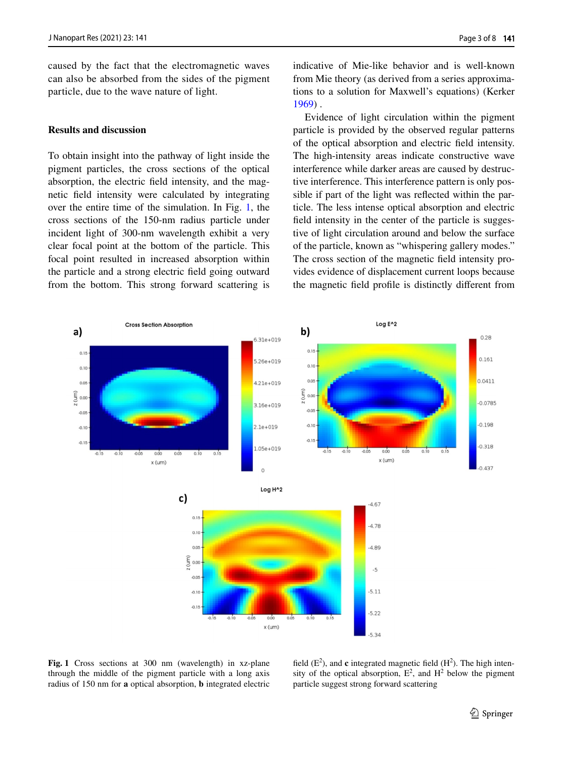caused by the fact that the electromagnetic waves can also be absorbed from the sides of the pigment particle, due to the wave nature of light.

## Results and discussion

To obtain insight into the pathway of light inside the pigment particles, the cross sections of the optical absorption, the electric field intensity, and the magnetic field intensity were calculated by integrating over the entire time of the simulation. In Fig. 1, the cross sections of the 150-nm radius particle under incident light of 300-nm wavelength exhibit a very clear focal point at the bottom of the particle. This focal point resulted in increased absorption within the particle and a strong electric field going outward from the bottom. This strong forward scattering is indicative of Mie-like behavior and is well-known from Mie theory (as derived from a series approximations to a solution for Maxwell's equations) (Kerker 1969) .

Evidence of light circulation within the pigment particle is provided by the observed regular patterns of the optical absorption and electric field intensity. The high-intensity areas indicate constructive wave interference while darker areas are caused by destructive interference. This interference pattern is only possible if part of the light was reflected within the particle. The less intense optical absorption and electric field intensity in the center of the particle is suggestive of light circulation around and below the surface of the particle, known as "whispering gallery modes." The cross section of the magnetic field intensity provides evidence of displacement current loops because the magnetic field profile is distinctly different from

**Fig. 1** Cross sections at 300 nm (wavelength) in xz-plane through the middle of the pigment particle with a long axis radius of 150 nm for **a** optical absorption, **b** integrated electric field ($E^2$), and **c** integrated magnetic field ($H^2$). The high intensity of the optical absorption, $E^2$, and $H^2$ below the pigment particle suggest strong forward scattering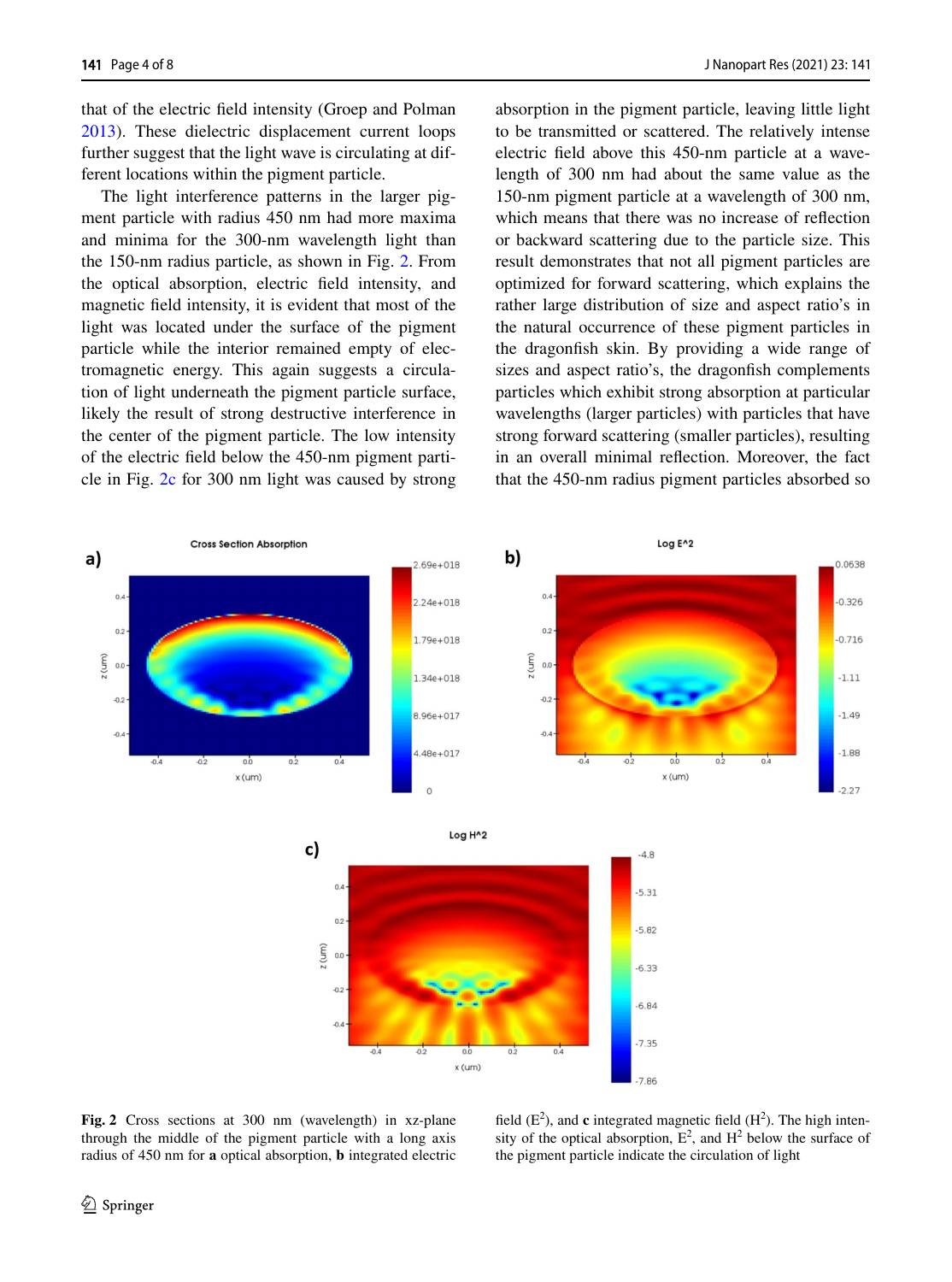that of the electric field intensity (Groep and Polman 2013). These dielectric displacement current loops further suggest that the light wave is circulating at different locations within the pigment particle.

The light interference patterns in the larger pigment particle with radius 450 nm had more maxima and minima for the 300-nm wavelength light than the 150-nm radius particle, as shown in Fig. 2. From the optical absorption, electric field intensity, and magnetic field intensity, it is evident that most of the light was located under the surface of the pigment particle while the interior remained empty of electromagnetic energy. This again suggests a circulation of light underneath the pigment particle surface, likely the result of strong destructive interference in the center of the pigment particle. The low intensity of the electric field below the 450-nm pigment particle in Fig. 2c for 300 nm light was caused by strong absorption in the pigment particle, leaving little light to be transmitted or scattered. The relatively intense electric field above this 450-nm particle at a wavelength of 300 nm had about the same value as the 150-nm pigment particle at a wavelength of 300 nm, which means that there was no increase of reflection or backward scattering due to the particle size. This result demonstrates that not all pigment particles are optimized for forward scattering, which explains the rather large distribution of size and aspect ratio's in the natural occurrence of these pigment particles in the dragonfish skin. By providing a wide range of sizes and aspect ratio's, the dragonfish complements particles which exhibit strong absorption at particular wavelengths (larger particles) with particles that have strong forward scattering (smaller particles), resulting in an overall minimal reflection. Moreover, the fact that the 450-nm radius pigment particles absorbed so

**Fig. 2** Cross sections at 300 nm (wavelength) in xz-plane through the middle of the pigment particle with a long axis radius of 450 nm for **a** optical absorption, **b** integrated electric field ($E^2$), and **c** integrated magnetic field ($H^2$). The high intensity of the optical absorption, $E^2$, and $H^2$ below the surface of the pigment particle indicate the circulation of light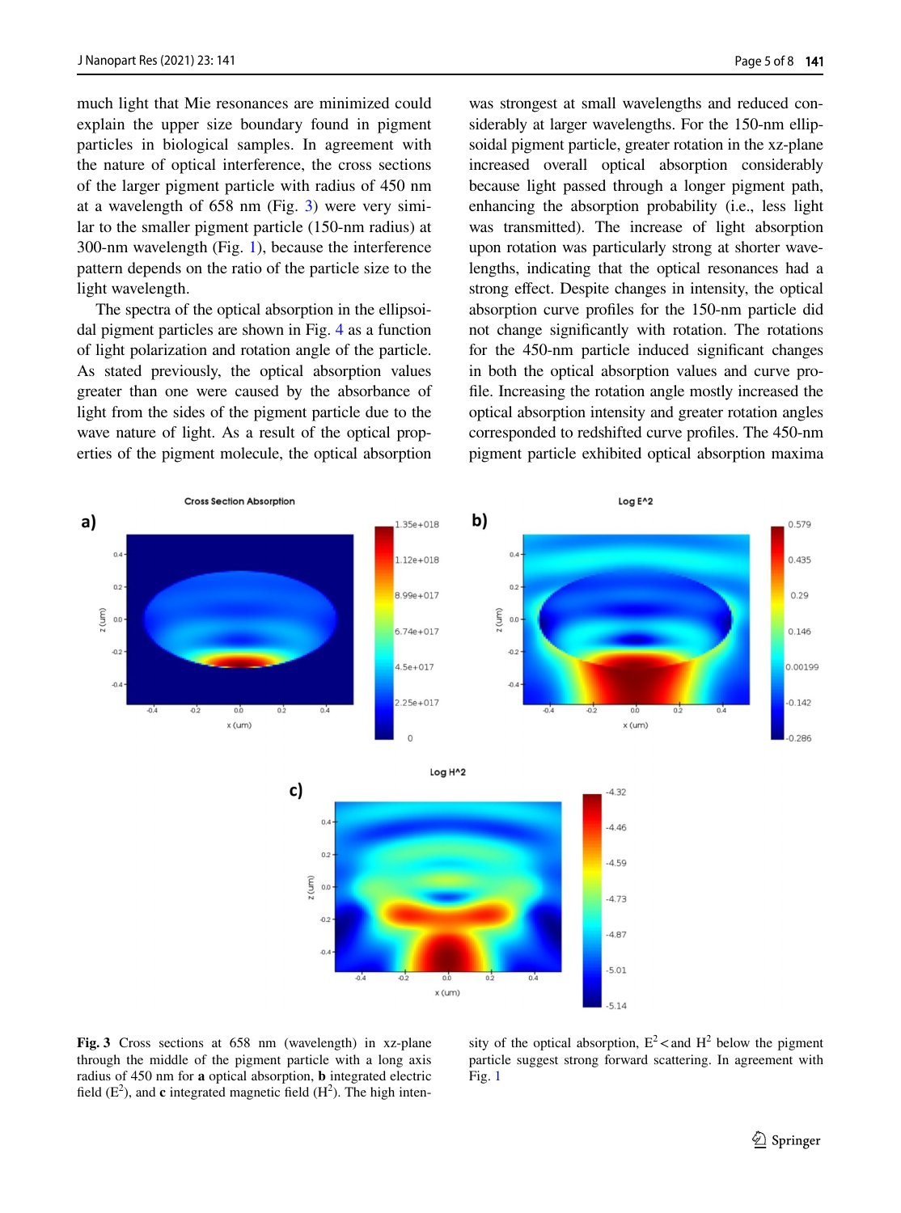much light that Mie resonances are minimized could explain the upper size boundary found in pigment particles in biological samples. In agreement with the nature of optical interference, the cross sections of the larger pigment particle with radius of 450 nm at a wavelength of 658 nm (Fig. 3) were very similar to the smaller pigment particle (150-nm radius) at 300-nm wavelength (Fig. 1), because the interference pattern depends on the ratio of the particle size to the light wavelength.

The spectra of the optical absorption in the ellipsoidal pigment particles are shown in Fig. 4 as a function of light polarization and rotation angle of the particle. As stated previously, the optical absorption values greater than one were caused by the absorbance of light from the sides of the pigment particle due to the wave nature of light. As a result of the optical properties of the pigment molecule, the optical absorption was strongest at small wavelengths and reduced considerably at larger wavelengths. For the 150-nm ellipsoidal pigment particle, greater rotation in the xz-plane increased overall optical absorption considerably because light passed through a longer pigment path, enhancing the absorption probability (i.e., less light was transmitted). The increase of light absorption upon rotation was particularly strong at shorter wavelengths, indicating that the optical resonances had a strong effect. Despite changes in intensity, the optical absorption curve profiles for the 150-nm particle did not change significantly with rotation. The rotations for the 450-nm particle induced significant changes in both the optical absorption values and curve profile. Increasing the rotation angle mostly increased the optical absorption intensity and greater rotation angles corresponded to redshifted curve profiles. The 450-nm pigment particle exhibited optical absorption maxima

**Fig. 3** Cross sections at 658 nm (wavelength) in xz-plane through the middle of the pigment particle with a long axis radius of 450 nm for **a** optical absorption, **b** integrated electric field ($E^2$), and **c** integrated magnetic field ($H^2$). The high intensity of the optical absorption, $E^2$ < and $H^2$ below the pigment particle suggest strong forward scattering. In agreement with Fig. 1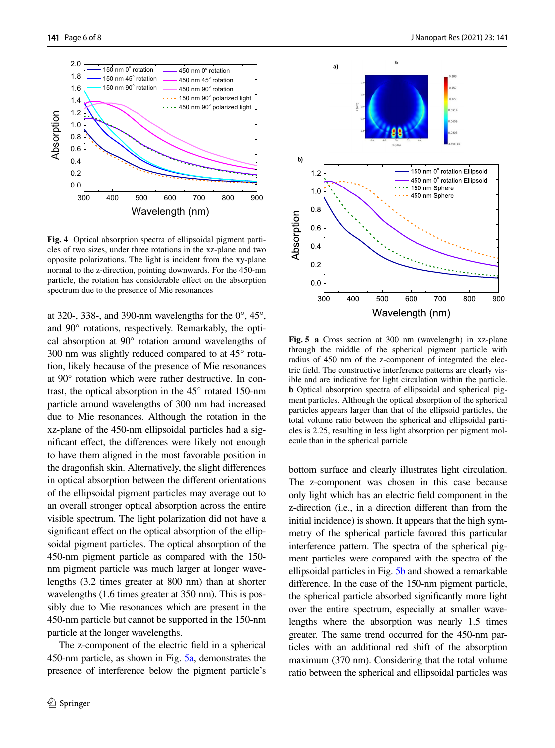Fig. 4 Optical absorption spectra of ellipsoidal pigment particles of two sizes, under three rotations in the xz-plane and two opposite polarizations. The light is incident from the xy-plane normal to the z-direction, pointing downwards. For the 450-nm particle, the rotation has considerable effect on the absorption spectrum due to the presence of Mie resonances

at 320-, 338-, and 390-nm wavelengths for the 0°, 45°, and 90° rotations, respectively. Remarkably, the optical absorption at 90° rotation around wavelengths of 300 nm was slightly reduced compared to at 45° rotation, likely because of the presence of Mie resonances at 90° rotation which were rather destructive. In contrast, the optical absorption in the 45° rotated 150-nm particle around wavelengths of 300 nm had increased due to Mie resonances. Although the rotation in the xz-plane of the 450-nm ellipsoidal particles had a significant effect, the differences were likely not enough to have them aligned in the most favorable position in the dragonfish skin. Alternatively, the slight differences in optical absorption between the different orientations of the ellipsoidal pigment particles may average out to an overall stronger optical absorption across the entire visible spectrum. The light polarization did not have a significant effect on the optical absorption of the ellipsoidal pigment particles. The optical absorption of the 450-nm pigment particle as compared with the 150-nm pigment particle was much larger at longer wavelengths (3.2 times greater at 800 nm) than at shorter wavelengths (1.6 times greater at 350 nm). This is possibly due to Mie resonances which are present in the 450-nm particle but cannot be supported in the 150-nm particle at the longer wavelengths.

The z-component of the electric field in a spherical 450-nm particle, as shown in Fig. 5a, demonstrates the presence of interference below the pigment particle's bottom surface and clearly illustrates light circulation. The z-component was chosen in this case because only light which has an electric field component in the z-direction (i.e., in a direction different than from the initial incidence) is shown. It appears that the high symmetry of the spherical particle favored this particular interference pattern. The spectra of the spherical pigment particles were compared with the spectra of the ellipsoidal particles in Fig. 5b and showed a remarkable difference. In the case of the 150-nm pigment particle, the spherical particle absorbed significantly more light over the entire spectrum, especially at smaller wavelengths where the absorption was nearly 1.5 times greater. The same trend occurred for the 450-nm particles with an additional red shift of the absorption maximum (370 nm). Considering that the total volume ratio between the spherical and ellipsoidal particles was

Fig. 5 **a** Cross section at 300 nm (wavelength) in xz-plane through the middle of the spherical pigment particle with radius of 450 nm of the z-component of integrated the electric field. The constructive interference patterns are clearly visible and are indicative for light circulation within the particle. **b** Optical absorption spectra of ellipsoidal and spherical pigment particles. Although the optical absorption of the spherical particles appears larger than that of the ellipsoid particles, the total volume ratio between the spherical and ellipsoidal particles is 2.25, resulting in less light absorption per pigment molecule than in the spherical particle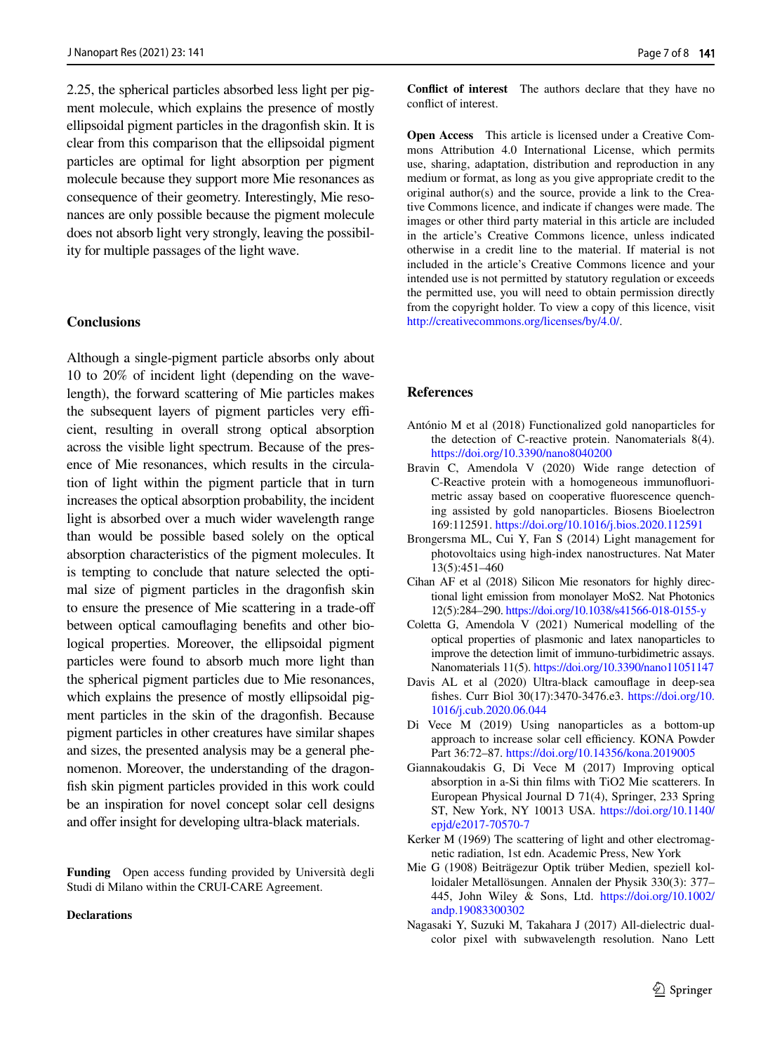2.25, the spherical particles absorbed less light per pigment molecule, which explains the presence of mostly ellipsoidal pigment particles in the dragonfish skin. It is clear from this comparison that the ellipsoidal pigment particles are optimal for light absorption per pigment molecule because they support more Mie resonances as consequence of their geometry. Interestingly, Mie resonances are only possible because the pigment molecule does not absorb light very strongly, leaving the possibility for multiple passages of the light wave.

## Conclusions

Although a single-pigment particle absorbs only about 10 to 20% of incident light (depending on the wavelength), the forward scattering of Mie particles makes the subsequent layers of pigment particles very efficient, resulting in overall strong optical absorption across the visible light spectrum. Because of the presence of Mie resonances, which results in the circulation of light within the pigment particle that in turn increases the optical absorption probability, the incident light is absorbed over a much wider wavelength range than would be possible based solely on the optical absorption characteristics of the pigment molecules. It is tempting to conclude that nature selected the optimal size of pigment particles in the dragonfish skin to ensure the presence of Mie scattering in a trade-off between optical camouflaging benefits and other biological properties. Moreover, the ellipsoidal pigment particles were found to absorb much more light than the spherical pigment particles due to Mie resonances, which explains the presence of mostly ellipsoidal pigment particles in the skin of the dragonfish. Because pigment particles in other creatures have similar shapes and sizes, the presented analysis may be a general phenomenon. Moreover, the understanding of the dragonfish skin pigment particles provided in this work could be an inspiration for novel concept solar cell designs and offer insight for developing ultra-black materials.

**Funding** Open access funding provided by Università degli Studi di Milano within the CRUI-CARE Agreement.

**Declarations**

**Conflict of interest** The authors declare that they have no conflict of interest.

**Open Access** This article is licensed under a Creative Commons Attribution 4.0 International License, which permits use, sharing, adaptation, distribution and reproduction in any medium or format, as long as you give appropriate credit to the original author(s) and the source, provide a link to the Creative Commons licence, and indicate if changes were made. The images or other third party material in this article are included in the article's Creative Commons licence, unless indicated otherwise in a credit line to the material. If material is not included in the article's Creative Commons licence and your intended use is not permitted by statutory regulation or exceeds the permitted use, you will need to obtain permission directly from the copyright holder. To view a copy of this licence, visit http://creativecommons.org/licenses/by/4.0/.

## References

António M et al (2018) Functionalized gold nanoparticles for the detection of C-reactive protein. Nanomaterials 8(4). https://doi.org/10.3390/nano8040200

Bravin C, Amendola V (2020) Wide range detection of C-Reactive protein with a homogeneous immunofluorimetric assay based on cooperative fluorescence quenching assisted by gold nanoparticles. Biosens Bioelectron 169:112591. https://doi.org/10.1016/j.bios.2020.112591

Brongersma ML, Cui Y, Fan S (2014) Light management for photovoltaics using high-index nanostructures. Nat Mater 13(5):451–460

Cihan AF et al (2018) Silicon Mie resonators for highly directional light emission from monolayer MoS2. Nat Photonics 12(5):284–290. https://doi.org/10.1038/s41566-018-0155-y

Coletta G, Amendola V (2021) Numerical modelling of the optical properties of plasmonic and latex nanoparticles to improve the detection limit of immuno-turbidimetric assays. Nanomaterials 11(5). https://doi.org/10.3390/nano11051147

Davis AL et al (2020) Ultra-black camouflage in deep-sea fishes. Curr Biol 30(17):3470-3476.e3. https://doi.org/10.1016/j.cub.2020.06.044

Di Vece M (2019) Using nanoparticles as a bottom-up approach to increase solar cell efficiency. KONA Powder Part 36:72–87. https://doi.org/10.14356/kona.2019005

Giannakoudakis G, Di Vece M (2017) Improving optical absorption in a-Si thin films with TiO2 Mie scatterers. In European Physical Journal D 71(4), Springer, 233 Spring ST, New York, NY 10013 USA. https://doi.org/10.1140/epjd/e2017-70570-7

Kerker M (1969) The scattering of light and other electromagnetic radiation, 1st edn. Academic Press, New York

Mie G (1908) Beiträgezur Optik trüber Medien, speziell kolloidaler Metallösungen. Annalen der Physik 330(3): 377–445, John Wiley & Sons, Ltd. https://doi.org/10.1002/andp.19083300302

Nagasaki Y, Suzuki M, Takahara J (2017) All-dielectric dual-color pixel with subwavelength resolution. Nano Lett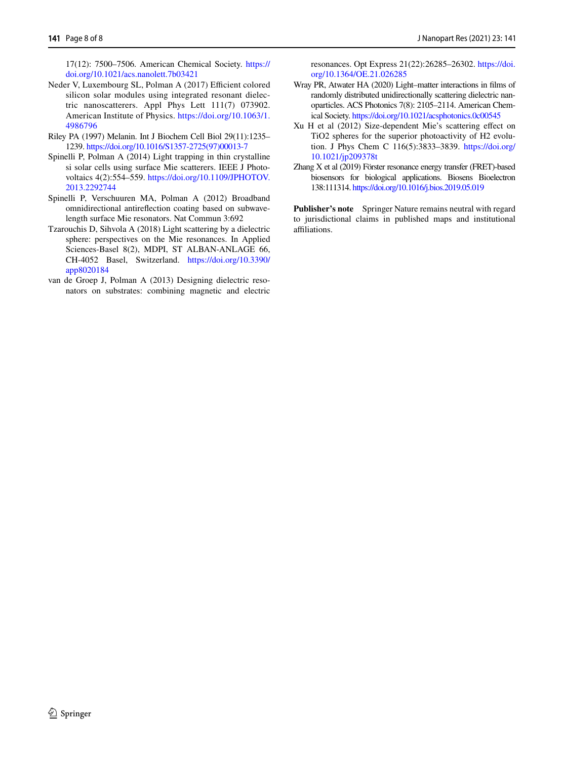17(12): 7500–7506. American Chemical Society. https://doi.org/10.1021/acs.nanolett.7b03421

Neder V, Luxembourg SL, Polman A (2017) Efficient colored silicon solar modules using integrated resonant dielectric nanoscatterers. Appl Phys Lett 111(7) 073902. American Institute of Physics. https://doi.org/10.1063/1.4986796

Riley PA (1997) Melanin. Int J Biochem Cell Biol 29(11):1235–1239. https://doi.org/10.1016/S1357-2725(97)00013-7

Spinelli P, Polman A (2014) Light trapping in thin crystalline si solar cells using surface Mie scatterers. IEEE J Photovoltaics 4(2):554–559. https://doi.org/10.1109/JPHOTOV.2013.2292744

Spinelli P, Verschuuren MA, Polman A (2012) Broadband omnidirectional antireflection coating based on subwavelength surface Mie resonators. Nat Commun 3:692

Tzarouchis D, Sihvola A (2018) Light scattering by a dielectric sphere: perspectives on the Mie resonances. In Applied Sciences-Basel 8(2), MDPI, ST ALBAN-ANLAGE 66, CH-4052 Basel, Switzerland. https://doi.org/10.3390/app8020184

van de Groep J, Polman A (2013) Designing dielectric resonators on substrates: combining magnetic and electric resonances. Opt Express 21(22):26285–26302. https://doi.org/10.1364/OE.21.026285

Wray PR, Atwater HA (2020) Light–matter interactions in films of randomly distributed unidirectionally scattering dielectric nanoparticles. ACS Photonics 7(8): 2105–2114. American Chemical Society. https://doi.org/10.1021/acsphotonics.0c00545

Xu H et al (2012) Size-dependent Mie's scattering effect on TiO2 spheres for the superior photoactivity of H2 evolution. J Phys Chem C 116(5):3833–3839. https://doi.org/10.1021/jp209378t

Zhang X et al (2019) Förster resonance energy transfer (FRET)-based biosensors for biological applications. Biosens Bioelectron 138:111314. https://doi.org/10.1016/j.bios.2019.05.019

**Publisher's note** Springer Nature remains neutral with regard to jurisdictional claims in published maps and institutional affiliations.